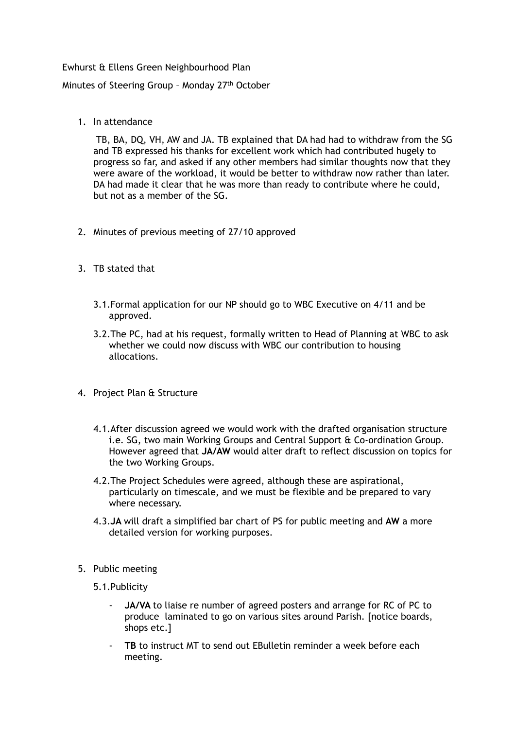Ewhurst & Ellens Green Neighbourhood Plan

Minutes of Steering Group – Monday 27th October

1. In attendance

   TB, BA, DQ, VH, AW and JA. TB explained that DA had had to withdraw from the SG and TB expressed his thanks for excellent work which had contributed hugely to progress so far, and asked if any other members had similar thoughts now that they were aware of the workload, it would be better to withdraw now rather than later. DA had made it clear that he was more than ready to contribute where he could, but not as a member of the SG.

2. Minutes of previous meeting of 27/10 approved

3. TB stated that

   3.1. Formal application for our NP should go to WBC Executive on 4/11 and be approved.

   3.2. The PC, had at his request, formally written to Head of Planning at WBC to ask whether we could now discuss with WBC our contribution to housing allocations.

4. Project Plan & Structure

   4.1. After discussion agreed we would work with the drafted organisation structure i.e. SG, two main Working Groups and Central Support & Co-ordination Group. However agreed that **JA/AW** would alter draft to reflect discussion on topics for the two Working Groups.

   4.2. The Project Schedules were agreed, although these are aspirational, particularly on timescale, and we must be flexible and be prepared to vary where necessary.

   4.3. **JA** will draft a simplified bar chart of PS for public meeting and **AW** a more detailed version for working purposes.

5. Public meeting

   5.1. Publicity

   - **JA/VA** to liaise re number of agreed posters and arrange for RC of PC to produce laminated to go on various sites around Parish. [notice boards, shops etc.]
   - **TB** to instruct MT to send out EBulletin reminder a week before each meeting.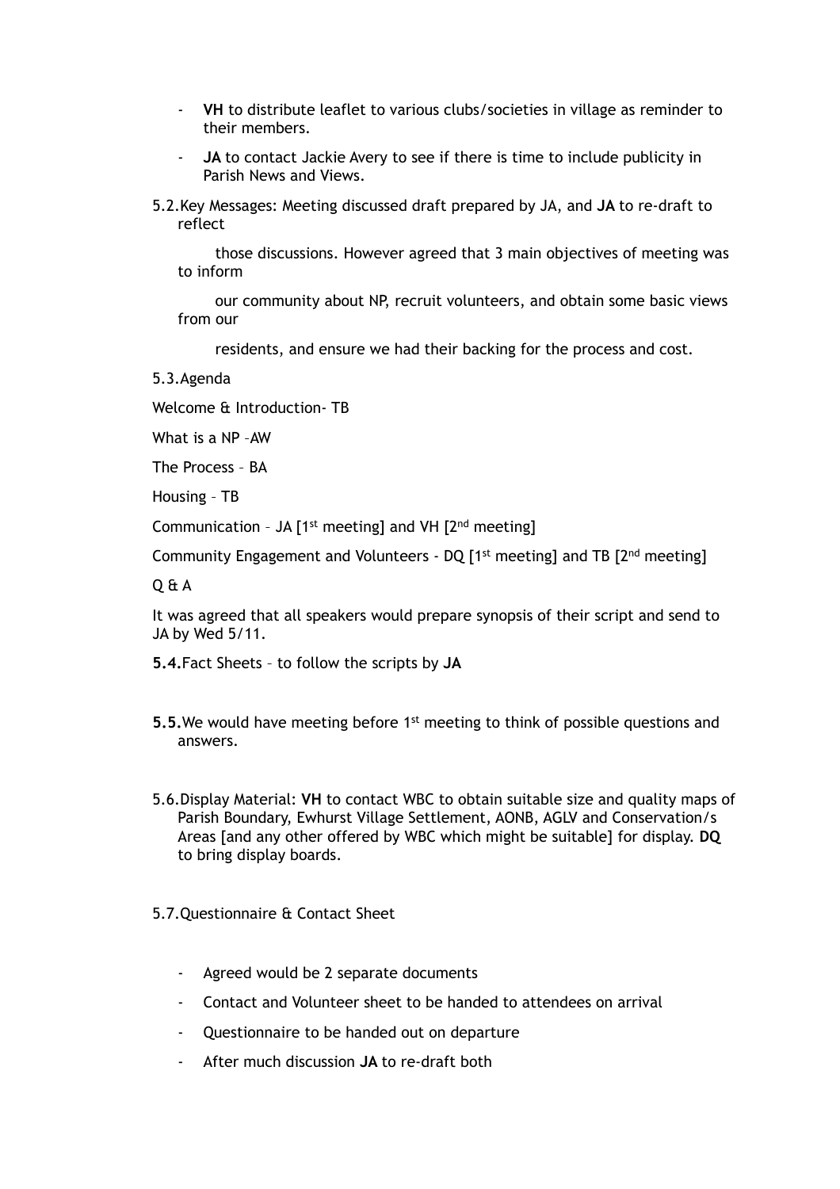- **VH** to distribute leaflet to various clubs/societies in village as reminder to their members.
- **JA** to contact Jackie Avery to see if there is time to include publicity in Parish News and Views.

5.2. Key Messages: Meeting discussed draft prepared by JA, and **JA** to re-draft to reflect

those discussions. However agreed that 3 main objectives of meeting was to inform

our community about NP, recruit volunteers, and obtain some basic views from our

residents, and ensure we had their backing for the process and cost.

5.3. Agenda

Welcome & Introduction- TB

What is a NP –AW

The Process – BA

Housing – TB

Communication – JA [1st meeting] and VH [2nd meeting]

Community Engagement and Volunteers - DQ [1st meeting] and TB [2nd meeting]

Q & A

It was agreed that all speakers would prepare synopsis of their script and send to JA by Wed 5/11.

**5.4.** Fact Sheets – to follow the scripts by **JA**

**5.5.** We would have meeting before 1st meeting to think of possible questions and answers.

5.6. Display Material: **VH** to contact WBC to obtain suitable size and quality maps of Parish Boundary, Ewhurst Village Settlement, AONB, AGLV and Conservation/s Areas [and any other offered by WBC which might be suitable] for display. **DQ** to bring display boards.

5.7. Questionnaire & Contact Sheet

- Agreed would be 2 separate documents
- Contact and Volunteer sheet to be handed to attendees on arrival
- Questionnaire to be handed out on departure
- After much discussion **JA** to re-draft both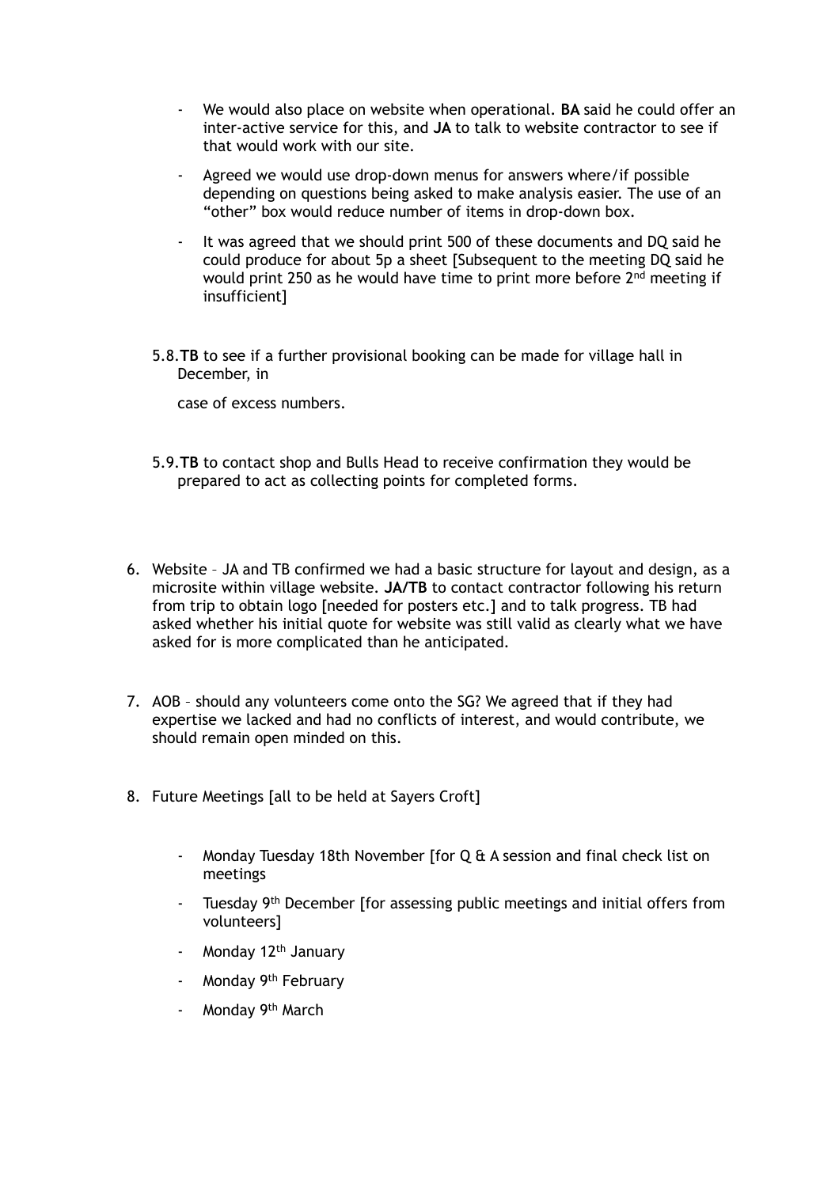- We would also place on website when operational. **BA** said he could offer an inter-active service for this, and **JA** to talk to website contractor to see if that would work with our site.
- Agreed we would use drop-down menus for answers where/if possible depending on questions being asked to make analysis easier. The use of an "other" box would reduce number of items in drop-down box.
- It was agreed that we should print 500 of these documents and DQ said he could produce for about 5p a sheet [Subsequent to the meeting DQ said he would print 250 as he would have time to print more before 2nd meeting if insufficient]

5.8. **TB** to see if a further provisional booking can be made for village hall in December, in

case of excess numbers.

5.9. **TB** to contact shop and Bulls Head to receive confirmation they would be prepared to act as collecting points for completed forms.

6. Website – JA and TB confirmed we had a basic structure for layout and design, as a microsite within village website. **JA/TB** to contact contractor following his return from trip to obtain logo [needed for posters etc.] and to talk progress. TB had asked whether his initial quote for website was still valid as clearly what we have asked for is more complicated than he anticipated.

7. AOB – should any volunteers come onto the SG? We agreed that if they had expertise we lacked and had no conflicts of interest, and would contribute, we should remain open minded on this.

8. Future Meetings [all to be held at Sayers Croft]

   - Monday Tuesday 18th November [for Q & A session and final check list on meetings
   - Tuesday 9th December [for assessing public meetings and initial offers from volunteers]
   - Monday 12th January
   - Monday 9th February
   - Monday 9th March